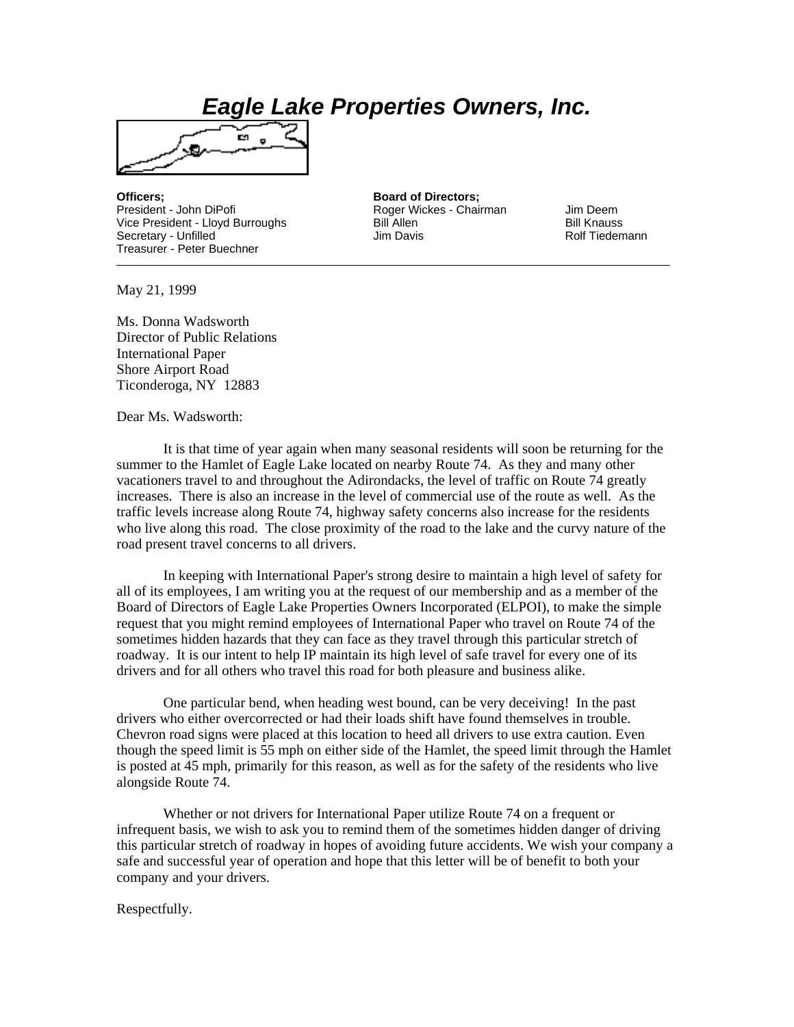# *Eagle Lake Properties Owners, Inc.*

**Officers;**
President - John DiPofi
Vice President - Lloyd Burroughs
Secretary - Unfilled
Treasurer - Peter Buechner

**Board of Directors;**
Roger Wickes - Chairman
Bill Allen
Jim Davis
Jim Deem
Bill Knauss
Rolf Tiedemann

---

May 21, 1999

Ms. Donna Wadsworth
Director of Public Relations
International Paper
Shore Airport Road
Ticonderoga, NY 12883

Dear Ms. Wadsworth:

It is that time of year again when many seasonal residents will soon be returning for the summer to the Hamlet of Eagle Lake located on nearby Route 74. As they and many other vacationers travel to and throughout the Adirondacks, the level of traffic on Route 74 greatly increases. There is also an increase in the level of commercial use of the route as well. As the traffic levels increase along Route 74, highway safety concerns also increase for the residents who live along this road. The close proximity of the road to the lake and the curvy nature of the road present travel concerns to all drivers.

In keeping with International Paper's strong desire to maintain a high level of safety for all of its employees, I am writing you at the request of our membership and as a member of the Board of Directors of Eagle Lake Properties Owners Incorporated (ELPOI), to make the simple request that you might remind employees of International Paper who travel on Route 74 of the sometimes hidden hazards that they can face as they travel through this particular stretch of roadway. It is our intent to help IP maintain its high level of safe travel for every one of its drivers and for all others who travel this road for both pleasure and business alike.

One particular bend, when heading west bound, can be very deceiving! In the past drivers who either overcorrected or had their loads shift have found themselves in trouble. Chevron road signs were placed at this location to heed all drivers to use extra caution. Even though the speed limit is 55 mph on either side of the Hamlet, the speed limit through the Hamlet is posted at 45 mph, primarily for this reason, as well as for the safety of the residents who live alongside Route 74.

Whether or not drivers for International Paper utilize Route 74 on a frequent or infrequent basis, we wish to ask you to remind them of the sometimes hidden danger of driving this particular stretch of roadway in hopes of avoiding future accidents. We wish your company a safe and successful year of operation and hope that this letter will be of benefit to both your company and your drivers.

Respectfully.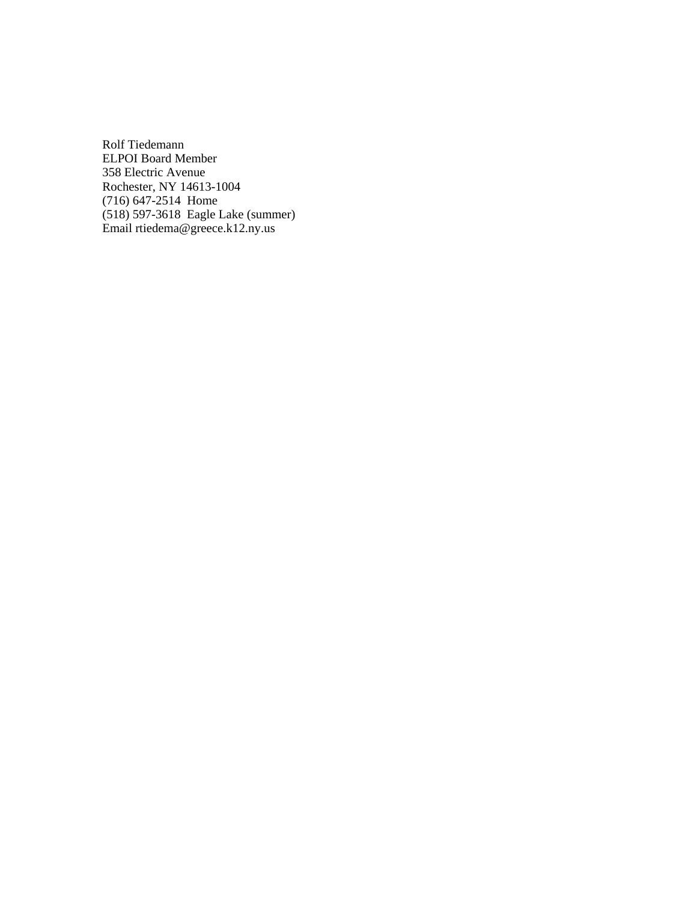Rolf Tiedemann
ELPOI Board Member
358 Electric Avenue
Rochester, NY 14613-1004
(716) 647-2514  Home
(518) 597-3618  Eagle Lake (summer)
Email rtiedema@greece.k12.ny.us